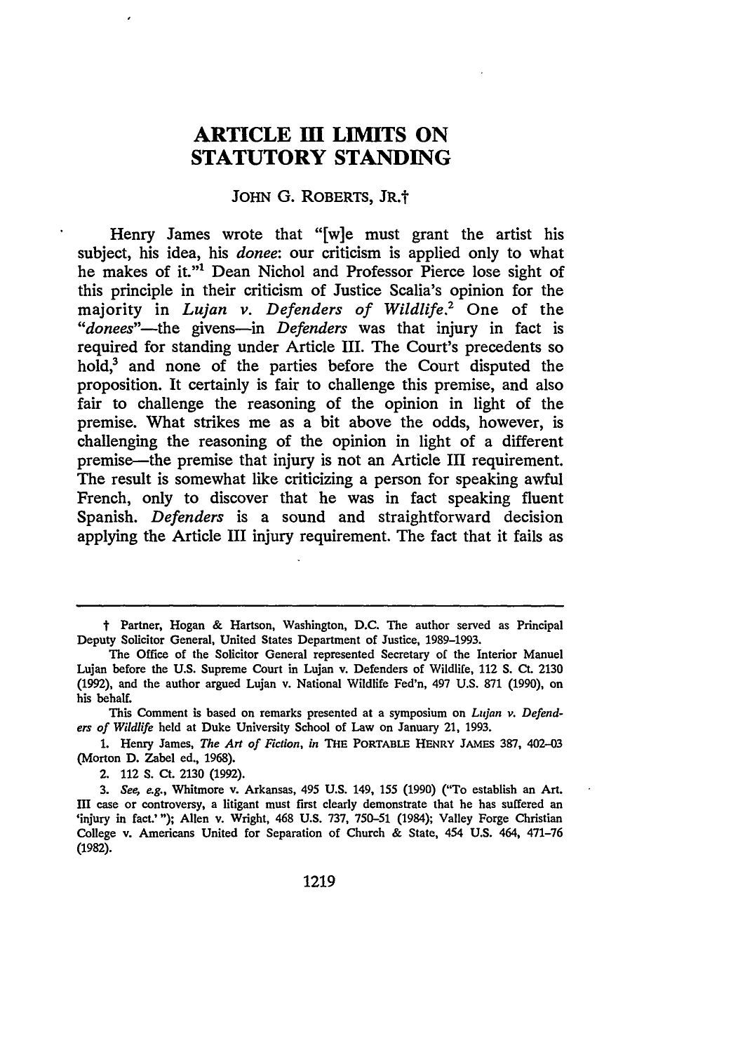# ARTICLE III LIMITS ON STATUTORY STANDING

JOHN G. ROBERTS, JR.†

Henry James wrote that "[w]e must grant the artist his subject, his idea, his *donee*: our criticism is applied only to what he makes of it."[1] Dean Nichol and Professor Pierce lose sight of this principle in their criticism of Justice Scalia's opinion for the majority in *Lujan v. Defenders of Wildlife*.[2] One of the "*donees*"—the givens—in *Defenders* was that injury in fact is required for standing under Article III. The Court's precedents so hold,[3] and none of the parties before the Court disputed the proposition. It certainly is fair to challenge this premise, and also fair to challenge the reasoning of the opinion in light of the premise. What strikes me as a bit above the odds, however, is challenging the reasoning of the opinion in light of a different premise—the premise that injury is not an Article III requirement. The result is somewhat like criticizing a person for speaking awful French, only to discover that he was in fact speaking fluent Spanish. *Defenders* is a sound and straightforward decision applying the Article III injury requirement. The fact that it fails as

---

† Partner, Hogan & Hartson, Washington, D.C. The author served as Principal Deputy Solicitor General, United States Department of Justice, 1989–1993.

The Office of the Solicitor General represented Secretary of the Interior Manuel Lujan before the U.S. Supreme Court in Lujan v. Defenders of Wildlife, 112 S. Ct. 2130 (1992), and the author argued Lujan v. National Wildlife Fed'n, 497 U.S. 871 (1990), on his behalf.

This Comment is based on remarks presented at a symposium on *Lujan v. Defenders of Wildlife* held at Duke University School of Law on January 21, 1993.

1. Henry James, *The Art of Fiction*, *in* THE PORTABLE HENRY JAMES 387, 402–03 (Morton D. Zabel ed., 1968).

2. 112 S. Ct. 2130 (1992).

3. *See, e.g.*, Whitmore v. Arkansas, 495 U.S. 149, 155 (1990) ("To establish an Art. III case or controversy, a litigant must first clearly demonstrate that he has suffered an 'injury in fact.'"); Allen v. Wright, 468 U.S. 737, 750–51 (1984); Valley Forge Christian College v. Americans United for Separation of Church & State, 454 U.S. 464, 471–76 (1982).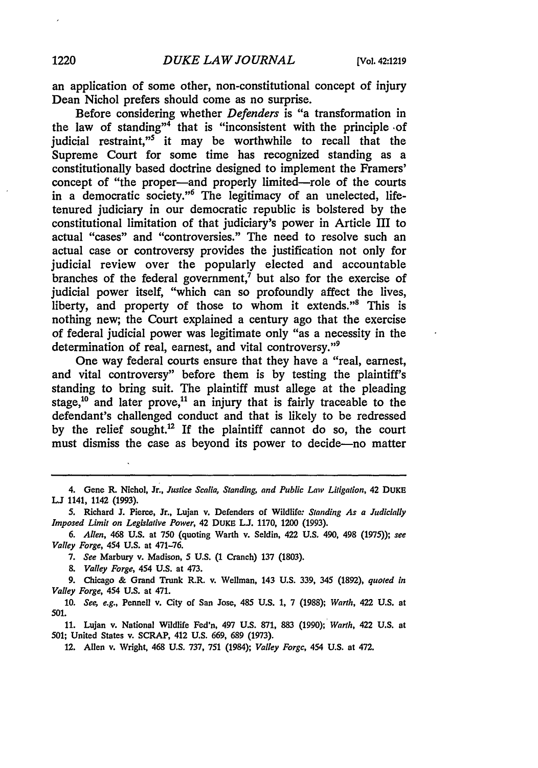an application of some other, non-constitutional concept of injury Dean Nichol prefers should come as no surprise.

Before considering whether *Defenders* is "a transformation in the law of standing"[4] that is "inconsistent with the principle of judicial restraint,"[5] it may be worthwhile to recall that the Supreme Court for some time has recognized standing as a constitutionally based doctrine designed to implement the Framers' concept of "the proper—and properly limited—role of the courts in a democratic society."[6] The legitimacy of an unelected, life-tenured judiciary in our democratic republic is bolstered by the constitutional limitation of that judiciary's power in Article III to actual "cases" and "controversies." The need to resolve such an actual case or controversy provides the justification not only for judicial review over the popularly elected and accountable branches of the federal government,[7] but also for the exercise of judicial power itself, "which can so profoundly affect the lives, liberty, and property of those to whom it extends."[8] This is nothing new; the Court explained a century ago that the exercise of federal judicial power was legitimate only "as a necessity in the determination of real, earnest, and vital controversy."[9]

One way federal courts ensure that they have a "real, earnest, and vital controversy" before them is by testing the plaintiff's standing to bring suit. The plaintiff must allege at the pleading stage,[10] and later prove,[11] an injury that is fairly traceable to the defendant's challenged conduct and that is likely to be redressed by the relief sought.[12] If the plaintiff cannot do so, the court must dismiss the case as beyond its power to decide—no matter

---

4. Gene R. Nichol, Jr., *Justice Scalia, Standing, and Public Law Litigation*, 42 DUKE L.J 1141, 1142 (1993).

5. Richard J. Pierce, Jr., Lujan v. Defenders of Wildlife: *Standing As a Judicially Imposed Limit on Legislative Power*, 42 DUKE L.J. 1170, 1200 (1993).

6. *Allen*, 468 U.S. at 750 (quoting Warth v. Seldin, 422 U.S. 490, 498 (1975)); *see Valley Forge*, 454 U.S. at 471–76.

7. *See* Marbury v. Madison, 5 U.S. (1 Cranch) 137 (1803).

8. *Valley Forge*, 454 U.S. at 473.

9. Chicago & Grand Trunk R.R. v. Wellman, 143 U.S. 339, 345 (1892), *quoted in Valley Forge*, 454 U.S. at 471.

10. *See, e.g.*, Pennell v. City of San Jose, 485 U.S. 1, 7 (1988); *Warth*, 422 U.S. at 501.

11. Lujan v. National Wildlife Fed'n, 497 U.S. 871, 883 (1990); *Warth*, 422 U.S. at 501; United States v. SCRAP, 412 U.S. 669, 689 (1973).

12. Allen v. Wright, 468 U.S. 737, 751 (1984); *Valley Forge*, 454 U.S. at 472.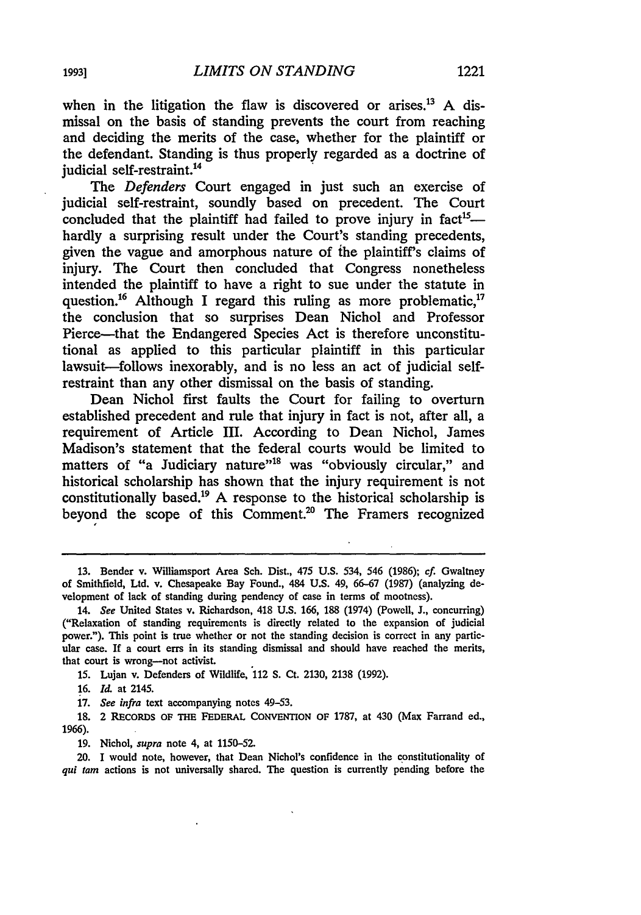when in the litigation the flaw is discovered or arises.[13] A dismissal on the basis of standing prevents the court from reaching and deciding the merits of the case, whether for the plaintiff or the defendant. Standing is thus properly regarded as a doctrine of judicial self-restraint.[14]

The *Defenders* Court engaged in just such an exercise of judicial self-restraint, soundly based on precedent. The Court concluded that the plaintiff had failed to prove injury in fact[15]—hardly a surprising result under the Court's standing precedents, given the vague and amorphous nature of the plaintiff's claims of injury. The Court then concluded that Congress nonetheless intended the plaintiff to have a right to sue under the statute in question.[16] Although I regard this ruling as more problematic,[17] the conclusion that so surprises Dean Nichol and Professor Pierce—that the Endangered Species Act is therefore unconstitutional as applied to this particular plaintiff in this particular lawsuit—follows inexorably, and is no less an act of judicial self-restraint than any other dismissal on the basis of standing.

Dean Nichol first faults the Court for failing to overturn established precedent and rule that injury in fact is not, after all, a requirement of Article III. According to Dean Nichol, James Madison's statement that the federal courts would be limited to matters of "a Judiciary nature"[18] was "obviously circular," and historical scholarship has shown that the injury requirement is not constitutionally based.[19] A response to the historical scholarship is beyond the scope of this Comment.[20] The Framers recognized

---

13. Bender v. Williamsport Area Sch. Dist., 475 U.S. 534, 546 (1986); *cf.* Gwaltney of Smithfield, Ltd. v. Chesapeake Bay Found., 484 U.S. 49, 66–67 (1987) (analyzing development of lack of standing during pendency of case in terms of mootness).

14. *See* United States v. Richardson, 418 U.S. 166, 188 (1974) (Powell, J., concurring) ("Relaxation of standing requirements is directly related to the expansion of judicial power."). This point is true whether or not the standing decision is correct in any particular case. If a court errs in its standing dismissal and should have reached the merits, that court is wrong—not activist.

15. Lujan v. Defenders of Wildlife, 112 S. Ct. 2130, 2138 (1992).

16. *Id.* at 2145.

17. *See infra* text accompanying notes 49–53.

18. 2 RECORDS OF THE FEDERAL CONVENTION OF 1787, at 430 (Max Farrand ed., 1966).

19. Nichol, *supra* note 4, at 1150–52.

20. I would note, however, that Dean Nichol's confidence in the constitutionality of *qui tam* actions is not universally shared. The question is currently pending before the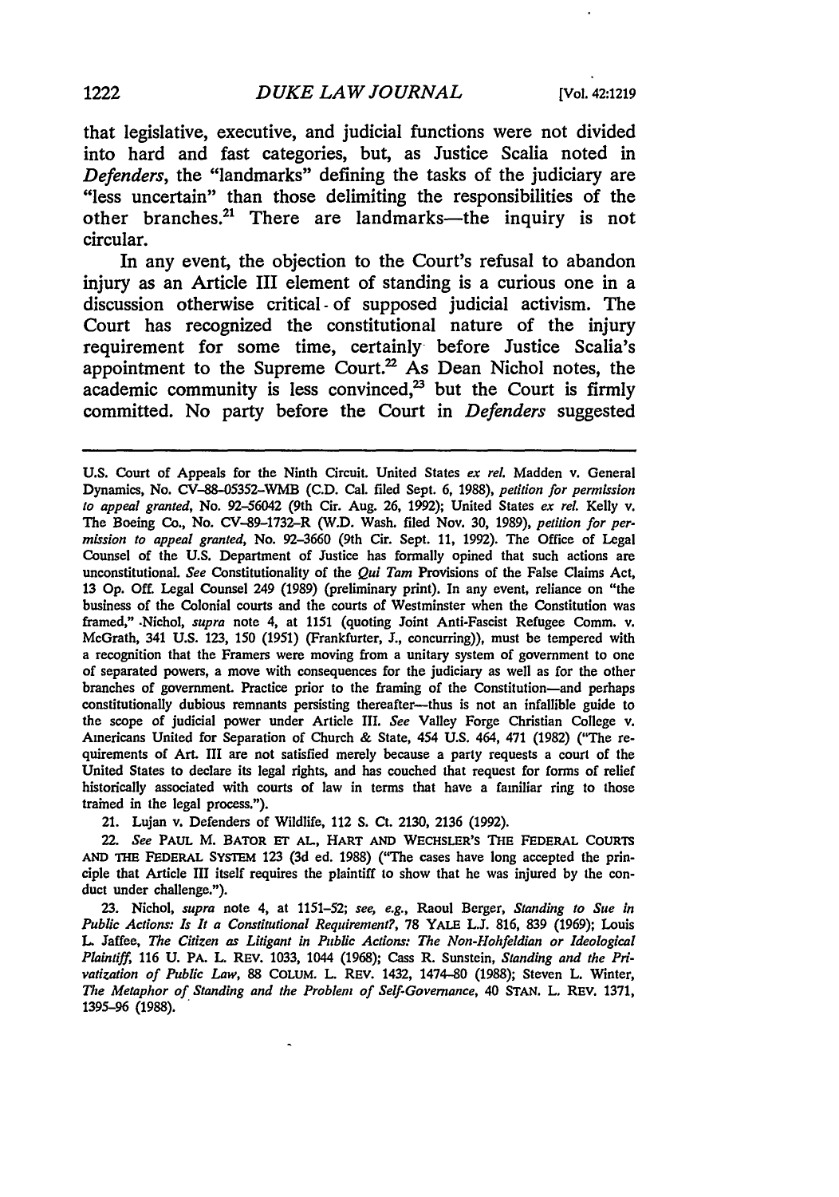that legislative, executive, and judicial functions were not divided into hard and fast categories, but, as Justice Scalia noted in *Defenders*, the "landmarks" defining the tasks of the judiciary are "less uncertain" than those delimiting the responsibilities of the other branches.[21] There are landmarks—the inquiry is not circular.

In any event, the objection to the Court's refusal to abandon injury as an Article III element of standing is a curious one in a discussion otherwise critical of supposed judicial activism. The Court has recognized the constitutional nature of the injury requirement for some time, certainly before Justice Scalia's appointment to the Supreme Court.[22] As Dean Nichol notes, the academic community is less convinced,[23] but the Court is firmly committed. No party before the Court in *Defenders* suggested

---

U.S. Court of Appeals for the Ninth Circuit. United States *ex rel.* Madden v. General Dynamics, No. CV-88-05352-WMB (C.D. Cal. filed Sept. 6, 1988), *petition for permission to appeal granted*, No. 92-56042 (9th Cir. Aug. 26, 1992); United States *ex rel.* Kelly v. The Boeing Co., No. CV-89-1732-R (W.D. Wash. filed Nov. 30, 1989), *petition for permission to appeal granted*, No. 92-3660 (9th Cir. Sept. 11, 1992). The Office of Legal Counsel of the U.S. Department of Justice has formally opined that such actions are unconstitutional. *See* Constitutionality of the *Qui Tam* Provisions of the False Claims Act, 13 Op. Off. Legal Counsel 249 (1989) (preliminary print). In any event, reliance on "the business of the Colonial courts and the courts of Westminster when the Constitution was framed," Nichol, *supra* note 4, at 1151 (quoting Joint Anti-Fascist Refugee Comm. v. McGrath, 341 U.S. 123, 150 (1951) (Frankfurter, J., concurring)), must be tempered with a recognition that the Framers were moving from a unitary system of government to one of separated powers, a move with consequences for the judiciary as well as for the other branches of government. Practice prior to the framing of the Constitution—and perhaps constitutionally dubious remnants persisting thereafter—thus is not an infallible guide to the scope of judicial power under Article III. *See* Valley Forge Christian College v. Americans United for Separation of Church & State, 454 U.S. 464, 471 (1982) ("The requirements of Art. III are not satisfied merely because a party requests a court of the United States to declare its legal rights, and has couched that request for forms of relief historically associated with courts of law in terms that have a familiar ring to those trained in the legal process.").

21. Lujan v. Defenders of Wildlife, 112 S. Ct. 2130, 2136 (1992).

22. *See* PAUL M. BATOR ET AL., HART AND WECHSLER'S THE FEDERAL COURTS AND THE FEDERAL SYSTEM 123 (3d ed. 1988) ("The cases have long accepted the principle that Article III itself requires the plaintiff to show that he was injured by the conduct under challenge.").

23. Nichol, *supra* note 4, at 1151-52; *see, e.g.*, Raoul Berger, *Standing to Sue in Public Actions: Is It a Constitutional Requirement?*, 78 YALE L.J. 816, 839 (1969); Louis L. Jaffee, *The Citizen as Litigant in Public Actions: The Non-Hohfeldian or Ideological Plaintiff*, 116 U. PA. L. REV. 1033, 1044 (1968); Cass R. Sunstein, *Standing and the Privatization of Public Law*, 88 COLUM. L. REV. 1432, 1474-80 (1988); Steven L. Winter, *The Metaphor of Standing and the Problem of Self-Governance*, 40 STAN. L. REV. 1371, 1395-96 (1988).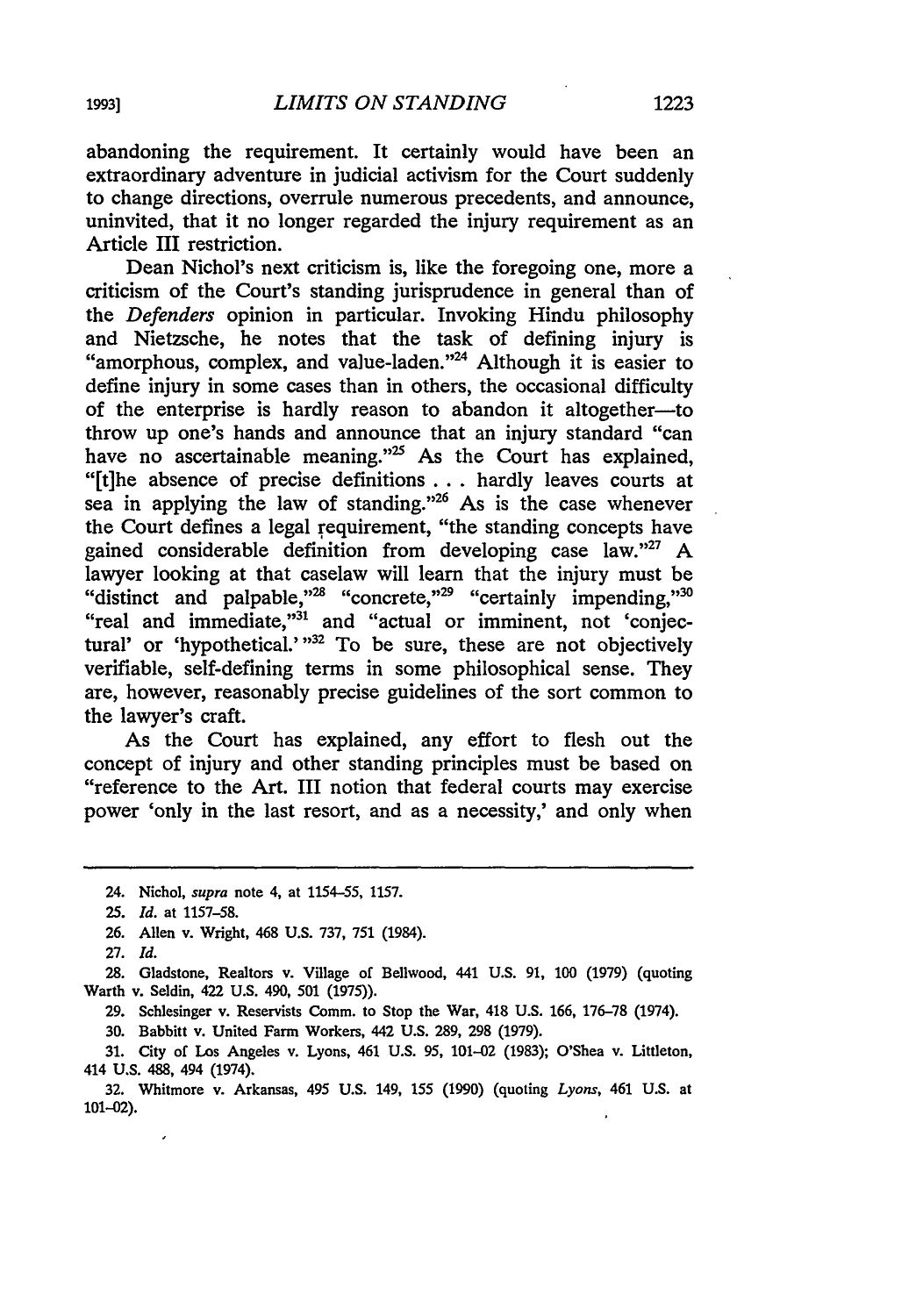abandoning the requirement. It certainly would have been an extraordinary adventure in judicial activism for the Court suddenly to change directions, overrule numerous precedents, and announce, uninvited, that it no longer regarded the injury requirement as an Article III restriction.

Dean Nichol's next criticism is, like the foregoing one, more a criticism of the Court's standing jurisprudence in general than of the *Defenders* opinion in particular. Invoking Hindu philosophy and Nietzsche, he notes that the task of defining injury is "amorphous, complex, and value-laden."[24] Although it is easier to define injury in some cases than in others, the occasional difficulty of the enterprise is hardly reason to abandon it altogether—to throw up one's hands and announce that an injury standard "can have no ascertainable meaning."[25] As the Court has explained, "[t]he absence of precise definitions . . . hardly leaves courts at sea in applying the law of standing."[26] As is the case whenever the Court defines a legal requirement, "the standing concepts have gained considerable definition from developing case law."[27] A lawyer looking at that caselaw will learn that the injury must be "distinct and palpable,"[28] "concrete,"[29] "certainly impending,"[30] "real and immediate,"[31] and "actual or imminent, not 'conjectural' or 'hypothetical.'"[32] To be sure, these are not objectively verifiable, self-defining terms in some philosophical sense. They are, however, reasonably precise guidelines of the sort common to the lawyer's craft.

As the Court has explained, any effort to flesh out the concept of injury and other standing principles must be based on "reference to the Art. III notion that federal courts may exercise power 'only in the last resort, and as a necessity,' and only when

---

24. Nichol, *supra* note 4, at 1154–55, 1157.

25. *Id.* at 1157–58.

26. Allen v. Wright, 468 U.S. 737, 751 (1984).

27. *Id.*

28. Gladstone, Realtors v. Village of Bellwood, 441 U.S. 91, 100 (1979) (quoting Warth v. Seldin, 422 U.S. 490, 501 (1975)).

29. Schlesinger v. Reservists Comm. to Stop the War, 418 U.S. 166, 176–78 (1974).

30. Babbitt v. United Farm Workers, 442 U.S. 289, 298 (1979).

31. City of Los Angeles v. Lyons, 461 U.S. 95, 101–02 (1983); O'Shea v. Littleton, 414 U.S. 488, 494 (1974).

32. Whitmore v. Arkansas, 495 U.S. 149, 155 (1990) (quoting *Lyons*, 461 U.S. at 101–02).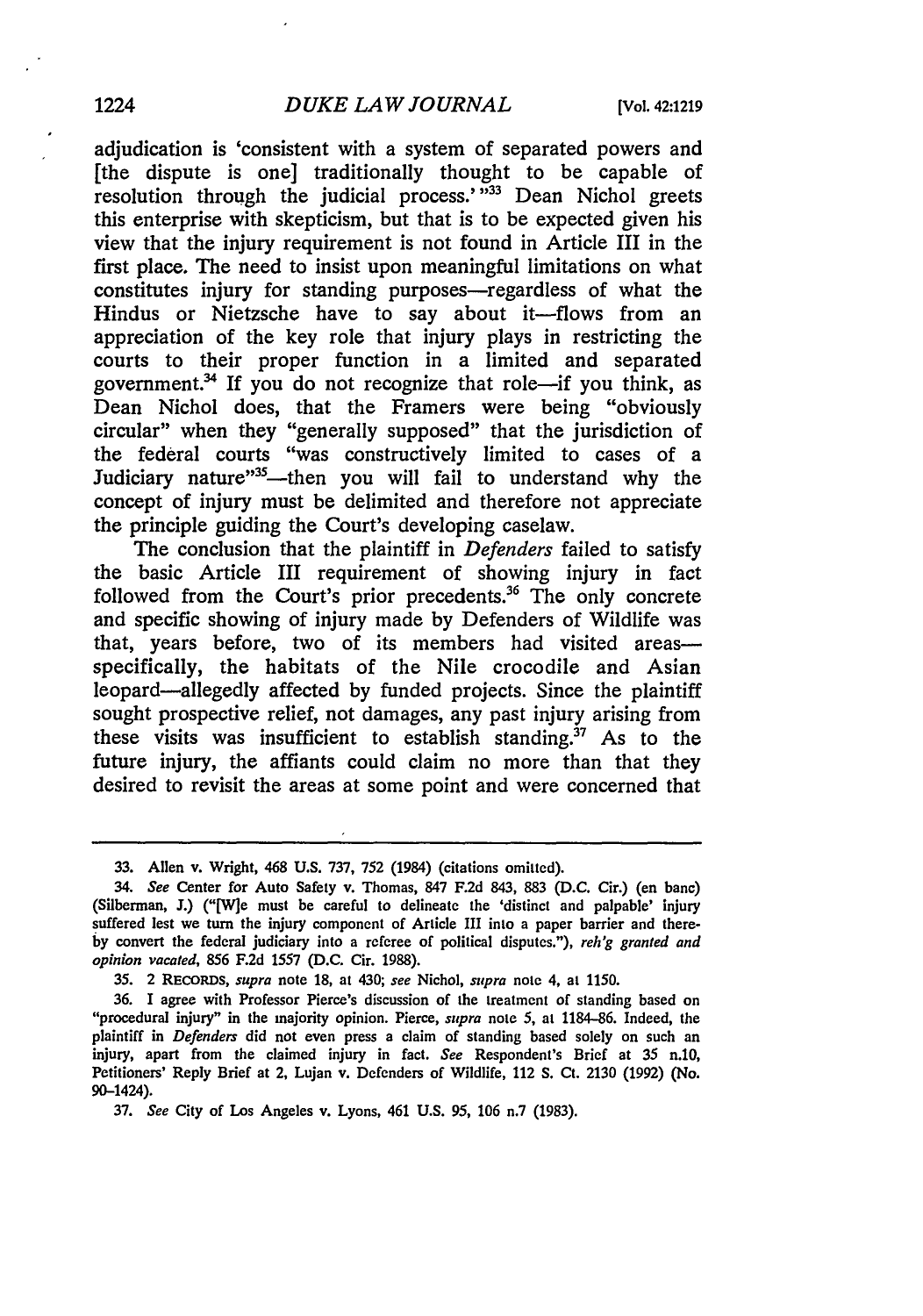adjudication is 'consistent with a system of separated powers and [the dispute is one] traditionally thought to be capable of resolution through the judicial process.' "[33] Dean Nichol greets this enterprise with skepticism, but that is to be expected given his view that the injury requirement is not found in Article III in the first place. The need to insist upon meaningful limitations on what constitutes injury for standing purposes—regardless of what the Hindus or Nietzsche have to say about it—flows from an appreciation of the key role that injury plays in restricting the courts to their proper function in a limited and separated government.[34] If you do not recognize that role—if you think, as Dean Nichol does, that the Framers were being "obviously circular" when they "generally supposed" that the jurisdiction of the federal courts "was constructively limited to cases of a Judiciary nature"[35]—then you will fail to understand why the concept of injury must be delimited and therefore not appreciate the principle guiding the Court's developing caselaw.

The conclusion that the plaintiff in *Defenders* failed to satisfy the basic Article III requirement of showing injury in fact followed from the Court's prior precedents.[36] The only concrete and specific showing of injury made by Defenders of Wildlife was that, years before, two of its members had visited areas—specifically, the habitats of the Nile crocodile and Asian leopard—allegedly affected by funded projects. Since the plaintiff sought prospective relief, not damages, any past injury arising from these visits was insufficient to establish standing.[37] As to the future injury, the affiants could claim no more than that they desired to revisit the areas at some point and were concerned that

---

33. Allen v. Wright, 468 U.S. 737, 752 (1984) (citations omitted).

34. *See* Center for Auto Safety v. Thomas, 847 F.2d 843, 883 (D.C. Cir.) (en banc) (Silberman, J.) ("[W]e must be careful to delineate the 'distinct and palpable' injury suffered lest we turn the injury component of Article III into a paper barrier and thereby convert the federal judiciary into a referee of political disputes."), *reh'g granted and opinion vacated*, 856 F.2d 1557 (D.C. Cir. 1988).

35. 2 RECORDS, *supra* note 18, at 430; *see* Nichol, *supra* note 4, at 1150.

36. I agree with Professor Pierce's discussion of the treatment of standing based on "procedural injury" in the majority opinion. Pierce, *supra* note 5, at 1184–86. Indeed, the plaintiff in *Defenders* did not even press a claim of standing based solely on such an injury, apart from the claimed injury in fact. *See* Respondent's Brief at 35 n.10, Petitioners' Reply Brief at 2, Lujan v. Defenders of Wildlife, 112 S. Ct. 2130 (1992) (No. 90-1424).

37. *See* City of Los Angeles v. Lyons, 461 U.S. 95, 106 n.7 (1983).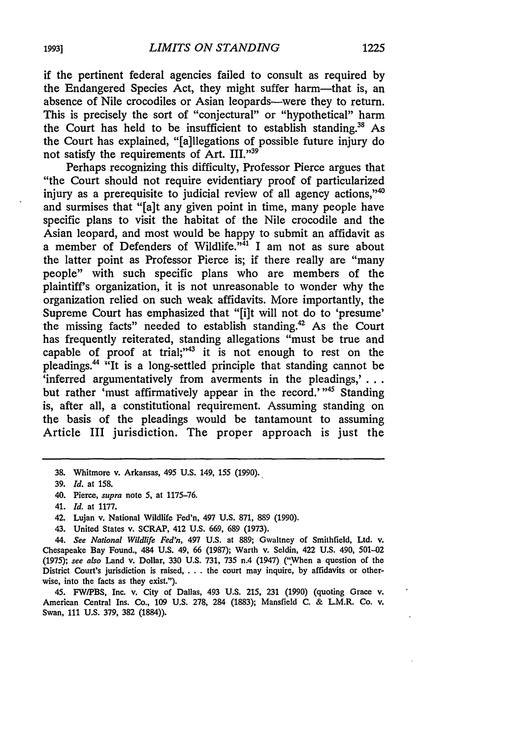if the pertinent federal agencies failed to consult as required by the Endangered Species Act, they might suffer harm—that is, an absence of Nile crocodiles or Asian leopards—were they to return. This is precisely the sort of "conjectural" or "hypothetical" harm the Court has held to be insufficient to establish standing.[38] As the Court has explained, "[a]llegations of possible future injury do not satisfy the requirements of Art. III."[39]

Perhaps recognizing this difficulty, Professor Pierce argues that "the Court should not require evidentiary proof of particularized injury as a prerequisite to judicial review of all agency actions,"[40] and surmises that "[a]t any given point in time, many people have specific plans to visit the habitat of the Nile crocodile and the Asian leopard, and most would be happy to submit an affidavit as a member of Defenders of Wildlife."[41] I am not as sure about the latter point as Professor Pierce is; if there really are "many people" with such specific plans who are members of the plaintiff's organization, it is not unreasonable to wonder why the organization relied on such weak affidavits. More importantly, the Supreme Court has emphasized that "[i]t will not do to 'presume' the missing facts" needed to establish standing.[42] As the Court has frequently reiterated, standing allegations "must be true and capable of proof at trial;"[43] it is not enough to rest on the pleadings.[44] "It is a long-settled principle that standing cannot be 'inferred argumentatively from averments in the pleadings,' . . . but rather 'must affirmatively appear in the record.'"[45] Standing is, after all, a constitutional requirement. Assuming standing on the basis of the pleadings would be tantamount to assuming Article III jurisdiction. The proper approach is just the

---

38. Whitmore v. Arkansas, 495 U.S. 149, 155 (1990).

39. *Id.* at 158.

40. Pierce, *supra* note 5, at 1175–76.

41. *Id.* at 1177.

42. Lujan v. National Wildlife Fed'n, 497 U.S. 871, 889 (1990).

43. United States v. SCRAP, 412 U.S. 669, 689 (1973).

44. *See National Wildlife Fed'n*, 497 U.S. at 889; Gwaltney of Smithfield, Ltd. v. Chesapeake Bay Found., 484 U.S. 49, 66 (1987); Warth v. Seldin, 422 U.S. 490, 501–02 (1975); *see also* Land v. Dollar, 330 U.S. 731, 735 n.4 (1947) ("When a question of the District Court's jurisdiction is raised, . . . the court may inquire, by affidavits or otherwise, into the facts as they exist.").

45. FW/PBS, Inc. v. City of Dallas, 493 U.S. 215, 231 (1990) (quoting Grace v. American Central Ins. Co., 109 U.S. 278, 284 (1883); Mansfield C. & L.M.R. Co. v. Swan, 111 U.S. 379, 382 (1884)).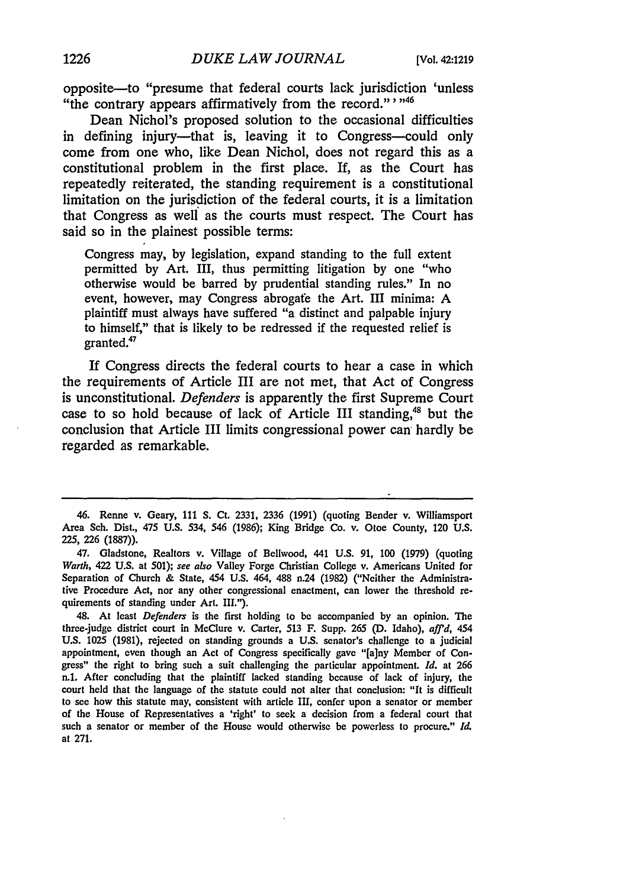opposite—to "presume that federal courts lack jurisdiction 'unless "the contrary appears affirmatively from the record."' "[46]

Dean Nichol's proposed solution to the occasional difficulties in defining injury—that is, leaving it to Congress—could only come from one who, like Dean Nichol, does not regard this as a constitutional problem in the first place. If, as the Court has repeatedly reiterated, the standing requirement is a constitutional limitation on the jurisdiction of the federal courts, it is a limitation that Congress as well as the courts must respect. The Court has said so in the plainest possible terms:

> Congress may, by legislation, expand standing to the full extent permitted by Art. III, thus permitting litigation by one "who otherwise would be barred by prudential standing rules." In no event, however, may Congress abrogate the Art. III minima: A plaintiff must always have suffered "a distinct and palpable injury to himself," that is likely to be redressed if the requested relief is granted.[47]

If Congress directs the federal courts to hear a case in which the requirements of Article III are not met, that Act of Congress is unconstitutional. *Defenders* is apparently the first Supreme Court case to so hold because of lack of Article III standing,[48] but the conclusion that Article III limits congressional power can hardly be regarded as remarkable.

---

46. Renne v. Geary, 111 S. Ct. 2331, 2336 (1991) (quoting Bender v. Williamsport Area Sch. Dist., 475 U.S. 534, 546 (1986); King Bridge Co. v. Otoe County, 120 U.S. 225, 226 (1887)).

47. Gladstone, Realtors v. Village of Bellwood, 441 U.S. 91, 100 (1979) (quoting *Warth*, 422 U.S. at 501); *see also* Valley Forge Christian College v. Americans United for Separation of Church & State, 454 U.S. 464, 488 n.24 (1982) ("Neither the Administrative Procedure Act, nor any other congressional enactment, can lower the threshold requirements of standing under Art. III.").

48. At least *Defenders* is the first holding to be accompanied by an opinion. The three-judge district court in McClure v. Carter, 513 F. Supp. 265 (D. Idaho), *aff'd*, 454 U.S. 1025 (1981), rejected on standing grounds a U.S. senator's challenge to a judicial appointment, even though an Act of Congress specifically gave "[a]ny Member of Congress" the right to bring such a suit challenging the particular appointment. *Id.* at 266 n.1. After concluding that the plaintiff lacked standing because of lack of injury, the court held that the language of the statute could not alter that conclusion: "It is difficult to see how this statute may, consistent with article III, confer upon a senator or member of the House of Representatives a 'right' to seek a decision from a federal court that such a senator or member of the House would otherwise be powerless to procure." *Id.* at 271.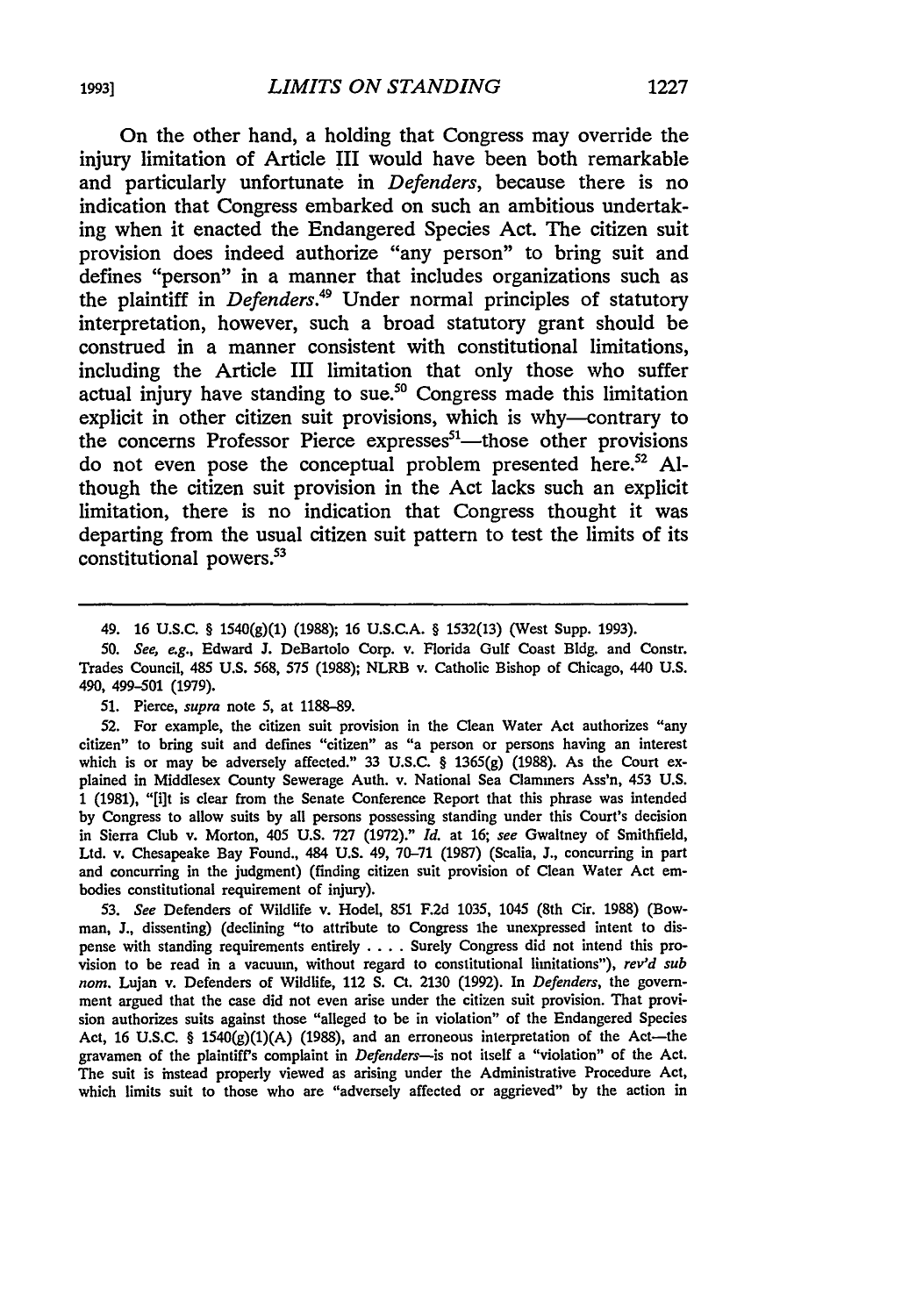On the other hand, a holding that Congress may override the injury limitation of Article III would have been both remarkable and particularly unfortunate in *Defenders*, because there is no indication that Congress embarked on such an ambitious undertaking when it enacted the Endangered Species Act. The citizen suit provision does indeed authorize "any person" to bring suit and defines "person" in a manner that includes organizations such as the plaintiff in *Defenders*.[49] Under normal principles of statutory interpretation, however, such a broad statutory grant should be construed in a manner consistent with constitutional limitations, including the Article III limitation that only those who suffer actual injury have standing to sue.[50] Congress made this limitation explicit in other citizen suit provisions, which is why—contrary to the concerns Professor Pierce expresses[51]—those other provisions do not even pose the conceptual problem presented here.[52] Although the citizen suit provision in the Act lacks such an explicit limitation, there is no indication that Congress thought it was departing from the usual citizen suit pattern to test the limits of its constitutional powers.[53]

---

49. 16 U.S.C. § 1540(g)(1) (1988); 16 U.S.C.A. § 1532(13) (West Supp. 1993).

50. *See, e.g.*, Edward J. DeBartolo Corp. v. Florida Gulf Coast Bldg. and Constr. Trades Council, 485 U.S. 568, 575 (1988); NLRB v. Catholic Bishop of Chicago, 440 U.S. 490, 499–501 (1979).

51. Pierce, *supra* note 5, at 1188–89.

52. For example, the citizen suit provision in the Clean Water Act authorizes "any citizen" to bring suit and defines "citizen" as "a person or persons having an interest which is or may be adversely affected." 33 U.S.C. § 1365(g) (1988). As the Court explained in Middlesex County Sewerage Auth. v. National Sea Clammers Ass'n, 453 U.S. 1 (1981), "[i]t is clear from the Senate Conference Report that this phrase was intended by Congress to allow suits by all persons possessing standing under this Court's decision in Sierra Club v. Morton, 405 U.S. 727 (1972)." *Id.* at 16; *see* Gwaltney of Smithfield, Ltd. v. Chesapeake Bay Found., 484 U.S. 49, 70–71 (1987) (Scalia, J., concurring in part and concurring in the judgment) (finding citizen suit provision of Clean Water Act embodies constitutional requirement of injury).

53. *See* Defenders of Wildlife v. Hodel, 851 F.2d 1035, 1045 (8th Cir. 1988) (Bowman, J., dissenting) (declining "to attribute to Congress the unexpressed intent to dispense with standing requirements entirely . . . . Surely Congress did not intend this provision to be read in a vacuum, without regard to constitutional limitations"), *rev'd sub nom.* Lujan v. Defenders of Wildlife, 112 S. Ct. 2130 (1992). In *Defenders*, the government argued that the case did not even arise under the citizen suit provision. That provision authorizes suits against those "alleged to be in violation" of the Endangered Species Act, 16 U.S.C. § 1540(g)(1)(A) (1988), and an erroneous interpretation of the Act—the gravamen of the plaintiff's complaint in *Defenders*—is not itself a "violation" of the Act. The suit is instead properly viewed as arising under the Administrative Procedure Act, which limits suit to those who are "adversely affected or aggrieved" by the action in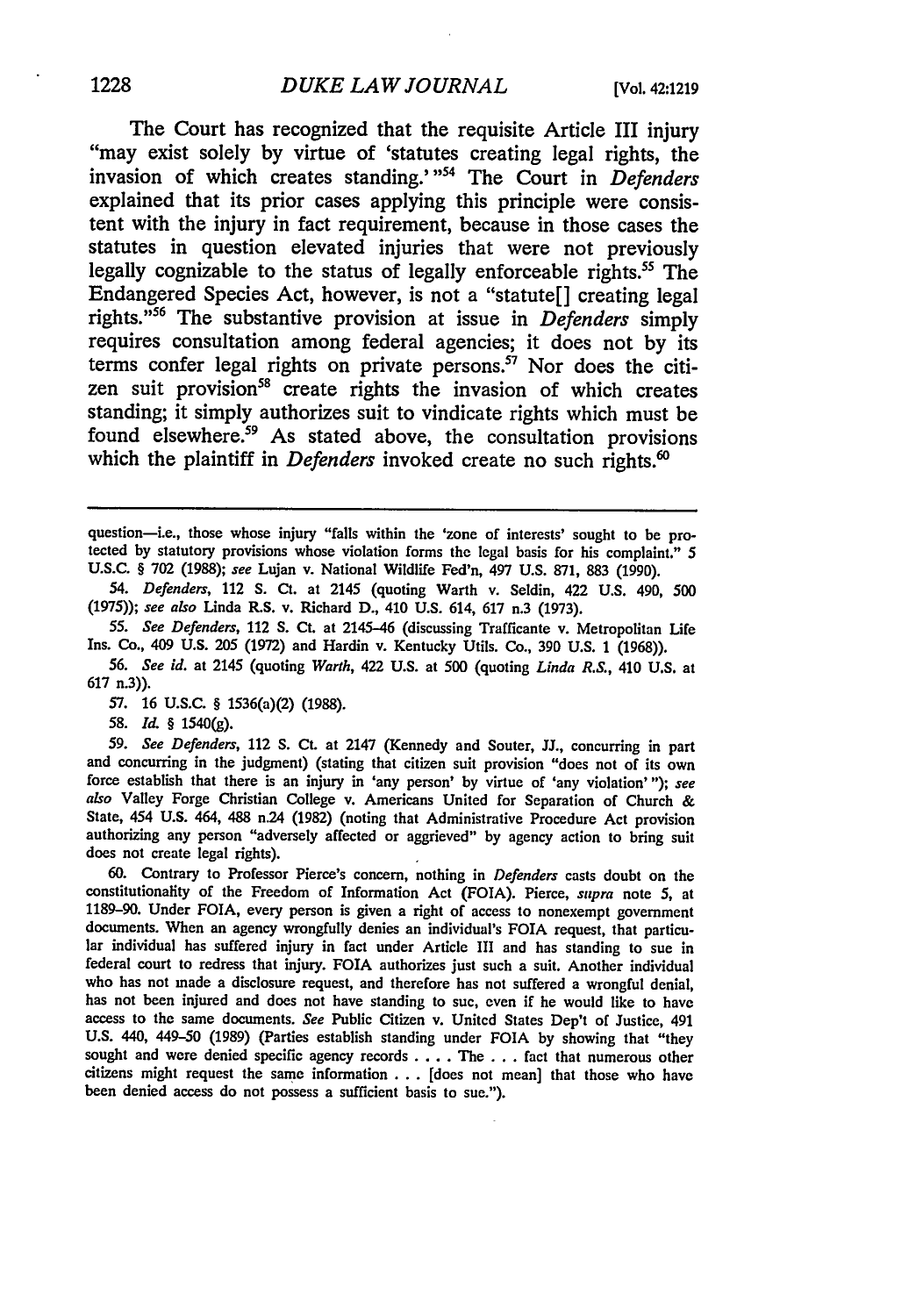The Court has recognized that the requisite Article III injury "may exist solely by virtue of 'statutes creating legal rights, the invasion of which creates standing.'"[54] The Court in *Defenders* explained that its prior cases applying this principle were consistent with the injury in fact requirement, because in those cases the statutes in question elevated injuries that were not previously legally cognizable to the status of legally enforceable rights.[55] The Endangered Species Act, however, is not a "statute[] creating legal rights."[56] The substantive provision at issue in *Defenders* simply requires consultation among federal agencies; it does not by its terms confer legal rights on private persons.[57] Nor does the citizen suit provision[58] create rights the invasion of which creates standing; it simply authorizes suit to vindicate rights which must be found elsewhere.[59] As stated above, the consultation provisions which the plaintiff in *Defenders* invoked create no such rights.[60]

---

question—i.e., those whose injury "falls within the 'zone of interests' sought to be protected by statutory provisions whose violation forms the legal basis for his complaint." 5 U.S.C. § 702 (1988); *see* Lujan v. National Wildlife Fed'n, 497 U.S. 871, 883 (1990).

54. *Defenders*, 112 S. Ct. at 2145 (quoting Warth v. Seldin, 422 U.S. 490, 500 (1975)); *see also* Linda R.S. v. Richard D., 410 U.S. 614, 617 n.3 (1973).

55. *See Defenders*, 112 S. Ct. at 2145–46 (discussing Trafficante v. Metropolitan Life Ins. Co., 409 U.S. 205 (1972) and Hardin v. Kentucky Utils. Co., 390 U.S. 1 (1968)).

56. *See id.* at 2145 (quoting *Warth*, 422 U.S. at 500 (quoting *Linda R.S.*, 410 U.S. at 617 n.3)).

57. 16 U.S.C. § 1536(a)(2) (1988).

58. *Id.* § 1540(g).

59. *See Defenders*, 112 S. Ct. at 2147 (Kennedy and Souter, JJ., concurring in part and concurring in the judgment) (stating that citizen suit provision "does not of its own force establish that there is an injury in 'any person' by virtue of 'any violation'"); *see also* Valley Forge Christian College v. Americans United for Separation of Church & State, 454 U.S. 464, 488 n.24 (1982) (noting that Administrative Procedure Act provision authorizing any person "adversely affected or aggrieved" by agency action to bring suit does not create legal rights).

60. Contrary to Professor Pierce's concern, nothing in *Defenders* casts doubt on the constitutionality of the Freedom of Information Act (FOIA). Pierce, *supra* note 5, at 1189–90. Under FOIA, every person is given a right of access to nonexempt government documents. When an agency wrongfully denies an individual's FOIA request, that particular individual has suffered injury in fact under Article III and has standing to sue in federal court to redress that injury. FOIA authorizes just such a suit. Another individual who has not made a disclosure request, and therefore has not suffered a wrongful denial, has not been injured and does not have standing to sue, even if he would like to have access to the same documents. *See* Public Citizen v. United States Dep't of Justice, 491 U.S. 440, 449–50 (1989) (Parties establish standing under FOIA by showing that "they sought and were denied specific agency records . . . . The . . . fact that numerous other citizens might request the same information . . . [does not mean] that those who have been denied access do not possess a sufficient basis to sue.").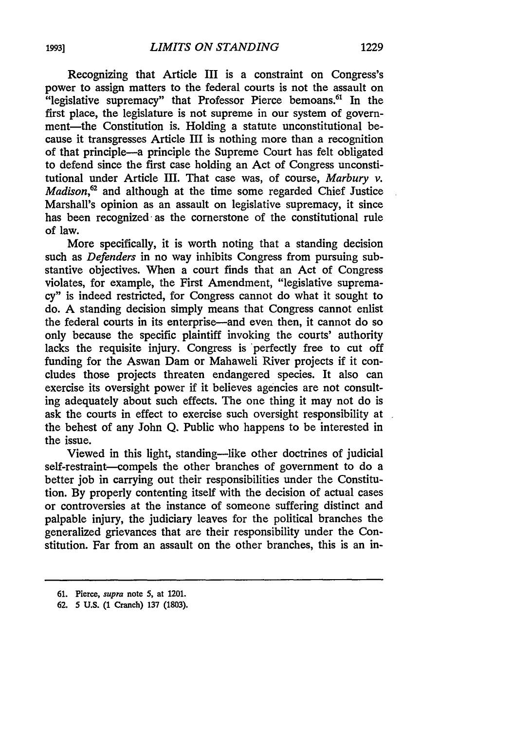Recognizing that Article III is a constraint on Congress's power to assign matters to the federal courts is not the assault on "legislative supremacy" that Professor Pierce bemoans.[61] In the first place, the legislature is not supreme in our system of government—the Constitution is. Holding a statute unconstitutional because it transgresses Article III is nothing more than a recognition of that principle—a principle the Supreme Court has felt obligated to defend since the first case holding an Act of Congress unconstitutional under Article III. That case was, of course, *Marbury v. Madison*,[62] and although at the time some regarded Chief Justice Marshall's opinion as an assault on legislative supremacy, it since has been recognized as the cornerstone of the constitutional rule of law.

More specifically, it is worth noting that a standing decision such as *Defenders* in no way inhibits Congress from pursuing substantive objectives. When a court finds that an Act of Congress violates, for example, the First Amendment, "legislative supremacy" is indeed restricted, for Congress cannot do what it sought to do. A standing decision simply means that Congress cannot enlist the federal courts in its enterprise—and even then, it cannot do so only because the specific plaintiff invoking the courts' authority lacks the requisite injury. Congress is perfectly free to cut off funding for the Aswan Dam or Mahaweli River projects if it concludes those projects threaten endangered species. It also can exercise its oversight power if it believes agencies are not consulting adequately about such effects. The one thing it may not do is ask the courts in effect to exercise such oversight responsibility at the behest of any John Q. Public who happens to be interested in the issue.

Viewed in this light, standing—like other doctrines of judicial self-restraint—compels the other branches of government to do a better job in carrying out their responsibilities under the Constitution. By properly contenting itself with the decision of actual cases or controversies at the instance of someone suffering distinct and palpable injury, the judiciary leaves for the political branches the generalized grievances that are their responsibility under the Constitution. Far from an assault on the other branches, this is an in-

61. Pierce, *supra* note 5, at 1201.

62. 5 U.S. (1 Cranch) 137 (1803).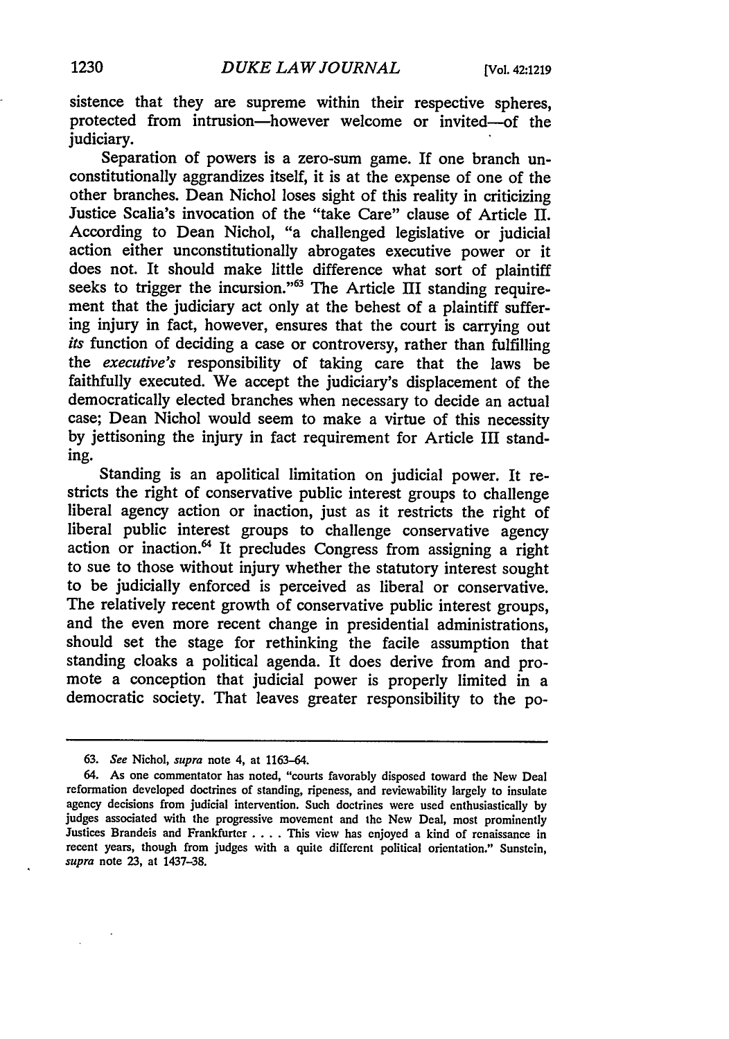sistence that they are supreme within their respective spheres, protected from intrusion—however welcome or invited—of the judiciary.

Separation of powers is a zero-sum game. If one branch unconstitutionally aggrandizes itself, it is at the expense of one of the other branches. Dean Nichol loses sight of this reality in criticizing Justice Scalia's invocation of the "take Care" clause of Article II. According to Dean Nichol, "a challenged legislative or judicial action either unconstitutionally abrogates executive power or it does not. It should make little difference what sort of plaintiff seeks to trigger the incursion."[63] The Article III standing requirement that the judiciary act only at the behest of a plaintiff suffering injury in fact, however, ensures that the court is carrying out *its* function of deciding a case or controversy, rather than fulfilling the *executive's* responsibility of taking care that the laws be faithfully executed. We accept the judiciary's displacement of the democratically elected branches when necessary to decide an actual case; Dean Nichol would seem to make a virtue of this necessity by jettisoning the injury in fact requirement for Article III standing.

Standing is an apolitical limitation on judicial power. It restricts the right of conservative public interest groups to challenge liberal agency action or inaction, just as it restricts the right of liberal public interest groups to challenge conservative agency action or inaction.[64] It precludes Congress from assigning a right to sue to those without injury whether the statutory interest sought to be judicially enforced is perceived as liberal or conservative. The relatively recent growth of conservative public interest groups, and the even more recent change in presidential administrations, should set the stage for rethinking the facile assumption that standing cloaks a political agenda. It does derive from and promote a conception that judicial power is properly limited in a democratic society. That leaves greater responsibility to the po-

---

63. *See* Nichol, *supra* note 4, at 1163–64.

64. As one commentator has noted, "courts favorably disposed toward the New Deal reformation developed doctrines of standing, ripeness, and reviewability largely to insulate agency decisions from judicial intervention. Such doctrines were used enthusiastically by judges associated with the progressive movement and the New Deal, most prominently Justices Brandeis and Frankfurter . . . . This view has enjoyed a kind of renaissance in recent years, though from judges with a quite different political orientation." Sunstein, *supra* note 23, at 1437–38.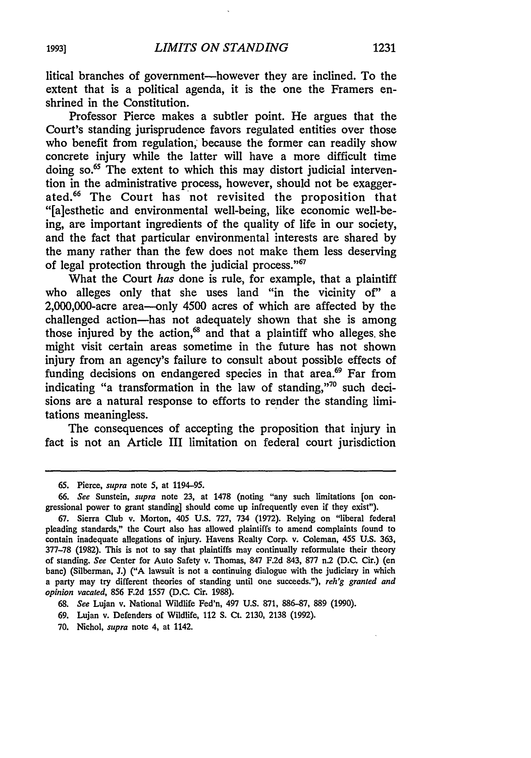litical branches of government—however they are inclined. To the extent that is a political agenda, it is the one the Framers enshrined in the Constitution.

Professor Pierce makes a subtler point. He argues that the Court's standing jurisprudence favors regulated entities over those who benefit from regulation, because the former can readily show concrete injury while the latter will have a more difficult time doing so.[65] The extent to which this may distort judicial intervention in the administrative process, however, should not be exaggerated.[66] The Court has not revisited the proposition that "[a]esthetic and environmental well-being, like economic well-being, are important ingredients of the quality of life in our society, and the fact that particular environmental interests are shared by the many rather than the few does not make them less deserving of legal protection through the judicial process."[67]

What the Court *has* done is rule, for example, that a plaintiff who alleges only that she uses land "in the vicinity of" a 2,000,000-acre area—only 4500 acres of which are affected by the challenged action—has not adequately shown that she is among those injured by the action,[68] and that a plaintiff who alleges she might visit certain areas sometime in the future has not shown injury from an agency's failure to consult about possible effects of funding decisions on endangered species in that area.[69] Far from indicating "a transformation in the law of standing,"[70] such decisions are a natural response to efforts to render the standing limitations meaningless.

The consequences of accepting the proposition that injury in fact is not an Article III limitation on federal court jurisdiction

---

65. Pierce, *supra* note 5, at 1194–95.

66. *See* Sunstein, *supra* note 23, at 1478 (noting "any such limitations [on congressional power to grant standing] should come up infrequently even if they exist").

67. Sierra Club v. Morton, 405 U.S. 727, 734 (1972). Relying on "liberal federal pleading standards," the Court also has allowed plaintiffs to amend complaints found to contain inadequate allegations of injury. Havens Realty Corp. v. Coleman, 455 U.S. 363, 377–78 (1982). This is not to say that plaintiffs may continually reformulate their theory of standing. *See* Center for Auto Safety v. Thomas, 847 F.2d 843, 877 n.2 (D.C. Cir.) (en banc) (Silberman, J.) ("A lawsuit is not a continuing dialogue with the judiciary in which a party may try different theories of standing until one succeeds."), *reh'g granted and opinion vacated*, 856 F.2d 1557 (D.C. Cir. 1988).

68. *See* Lujan v. National Wildlife Fed'n, 497 U.S. 871, 886–87, 889 (1990).

69. Lujan v. Defenders of Wildlife, 112 S. Ct. 2130, 2138 (1992).

70. Nichol, *supra* note 4, at 1142.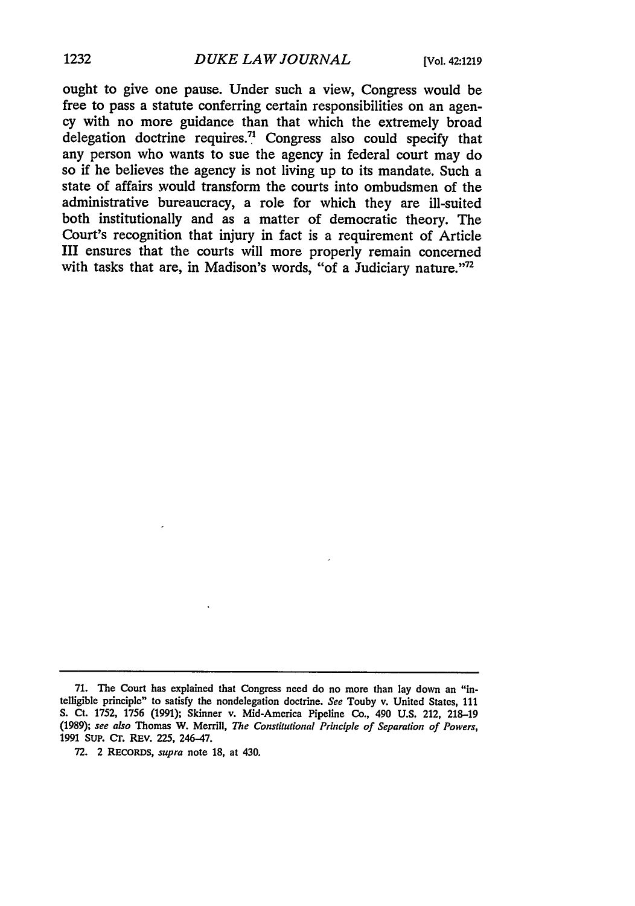ought to give one pause. Under such a view, Congress would be free to pass a statute conferring certain responsibilities on an agency with no more guidance than that which the extremely broad delegation doctrine requires.[71] Congress also could specify that any person who wants to sue the agency in federal court may do so if he believes the agency is not living up to its mandate. Such a state of affairs would transform the courts into ombudsmen of the administrative bureaucracy, a role for which they are ill-suited both institutionally and as a matter of democratic theory. The Court's recognition that injury in fact is a requirement of Article III ensures that the courts will more properly remain concerned with tasks that are, in Madison's words, "of a Judiciary nature."[72]

---

71. The Court has explained that Congress need do no more than lay down an "intelligible principle" to satisfy the nondelegation doctrine. *See* Touby v. United States, 111 S. Ct. 1752, 1756 (1991); Skinner v. Mid-America Pipeline Co., 490 U.S. 212, 218-19 (1989); *see also* Thomas W. Merrill, *The Constitutional Principle of Separation of Powers*, 1991 SUP. CT. REV. 225, 246-47.

72. 2 RECORDS, *supra* note 18, at 430.